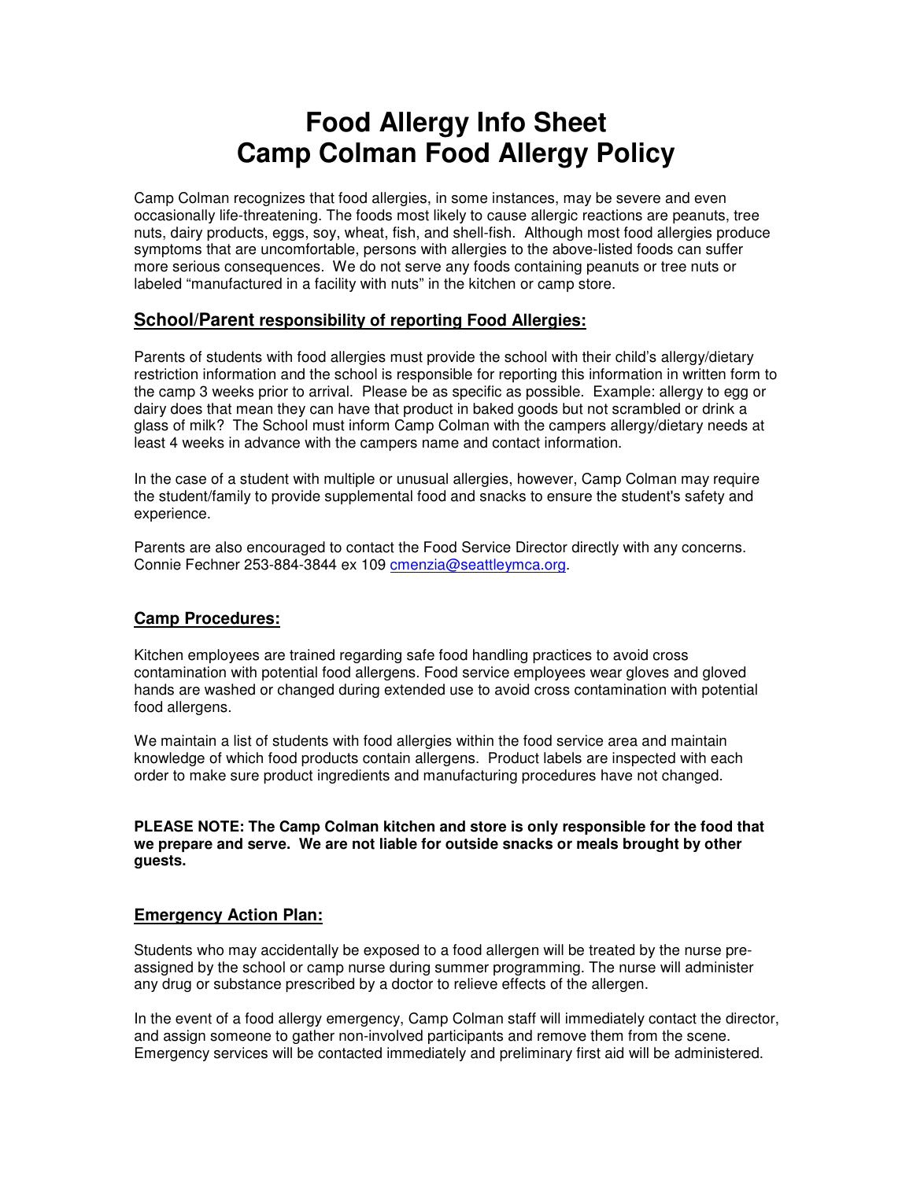# Food Allergy Info Sheet
# Camp Colman Food Allergy Policy

Camp Colman recognizes that food allergies, in some instances, may be severe and even occasionally life-threatening. The foods most likely to cause allergic reactions are peanuts, tree nuts, dairy products, eggs, soy, wheat, fish, and shell-fish. Although most food allergies produce symptoms that are uncomfortable, persons with allergies to the above-listed foods can suffer more serious consequences. We do not serve any foods containing peanuts or tree nuts or labeled "manufactured in a facility with nuts" in the kitchen or camp store.

## School/Parent responsibility of reporting Food Allergies:

Parents of students with food allergies must provide the school with their child's allergy/dietary restriction information and the school is responsible for reporting this information in written form to the camp 3 weeks prior to arrival. Please be as specific as possible. Example: allergy to egg or dairy does that mean they can have that product in baked goods but not scrambled or drink a glass of milk? The School must inform Camp Colman with the campers allergy/dietary needs at least 4 weeks in advance with the campers name and contact information.

In the case of a student with multiple or unusual allergies, however, Camp Colman may require the student/family to provide supplemental food and snacks to ensure the student's safety and experience.

Parents are also encouraged to contact the Food Service Director directly with any concerns. Connie Fechner 253-884-3844 ex 109 cmenzia@seattleymca.org.

## Camp Procedures:

Kitchen employees are trained regarding safe food handling practices to avoid cross contamination with potential food allergens. Food service employees wear gloves and gloved hands are washed or changed during extended use to avoid cross contamination with potential food allergens.

We maintain a list of students with food allergies within the food service area and maintain knowledge of which food products contain allergens. Product labels are inspected with each order to make sure product ingredients and manufacturing procedures have not changed.

**PLEASE NOTE: The Camp Colman kitchen and store is only responsible for the food that we prepare and serve. We are not liable for outside snacks or meals brought by other guests.**

## Emergency Action Plan:

Students who may accidentally be exposed to a food allergen will be treated by the nurse pre-assigned by the school or camp nurse during summer programming. The nurse will administer any drug or substance prescribed by a doctor to relieve effects of the allergen.

In the event of a food allergy emergency, Camp Colman staff will immediately contact the director, and assign someone to gather non-involved participants and remove them from the scene. Emergency services will be contacted immediately and preliminary first aid will be administered.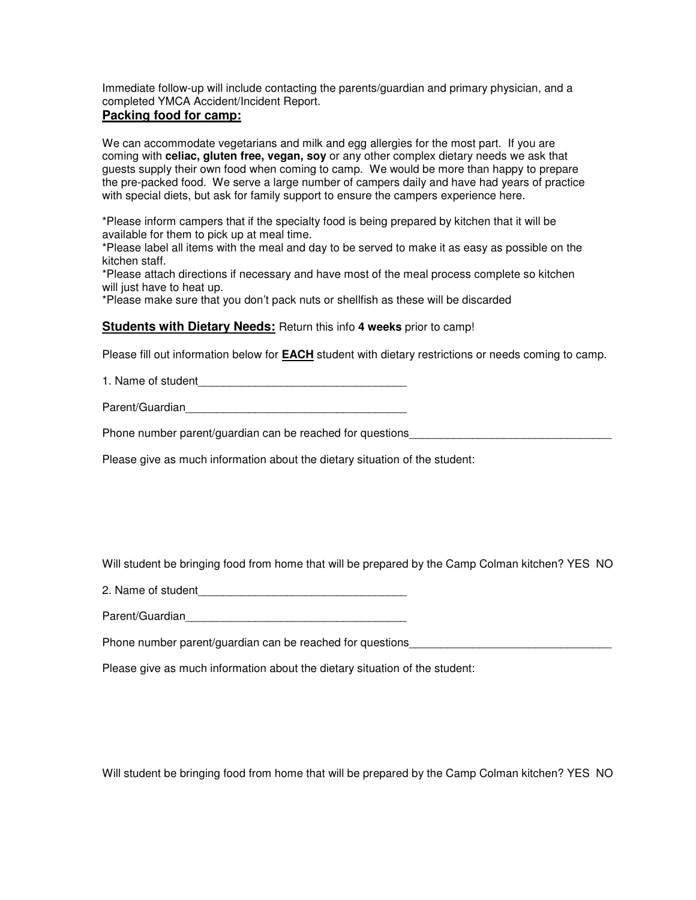Immediate follow-up will include contacting the parents/guardian and primary physician, and a completed YMCA Accident/Incident Report.

## Packing food for camp:

We can accommodate vegetarians and milk and egg allergies for the most part. If you are coming with **celiac, gluten free, vegan, soy** or any other complex dietary needs we ask that guests supply their own food when coming to camp. We would be more than happy to prepare the pre-packed food. We serve a large number of campers daily and have had years of practice with special diets, but ask for family support to ensure the campers experience here.

*Please inform campers that if the specialty food is being prepared by kitchen that it will be available for them to pick up at meal time.
*Please label all items with the meal and day to be served to make it as easy as possible on the kitchen staff.
*Please attach directions if necessary and have most of the meal process complete so kitchen will just have to heat up.
*Please make sure that you don't pack nuts or shellfish as these will be discarded

**Students with Dietary Needs:** Return this info **4 weeks** prior to camp!

Please fill out information below for **EACH** student with dietary restrictions or needs coming to camp.

1. Name of student_________________________________

Parent/Guardian___________________________________

Phone number parent/guardian can be reached for questions_______________________________

Please give as much information about the dietary situation of the student:

Will student be bringing food from home that will be prepared by the Camp Colman kitchen? YES NO

2. Name of student_________________________________

Parent/Guardian___________________________________

Phone number parent/guardian can be reached for questions_______________________________

Please give as much information about the dietary situation of the student:

Will student be bringing food from home that will be prepared by the Camp Colman kitchen? YES NO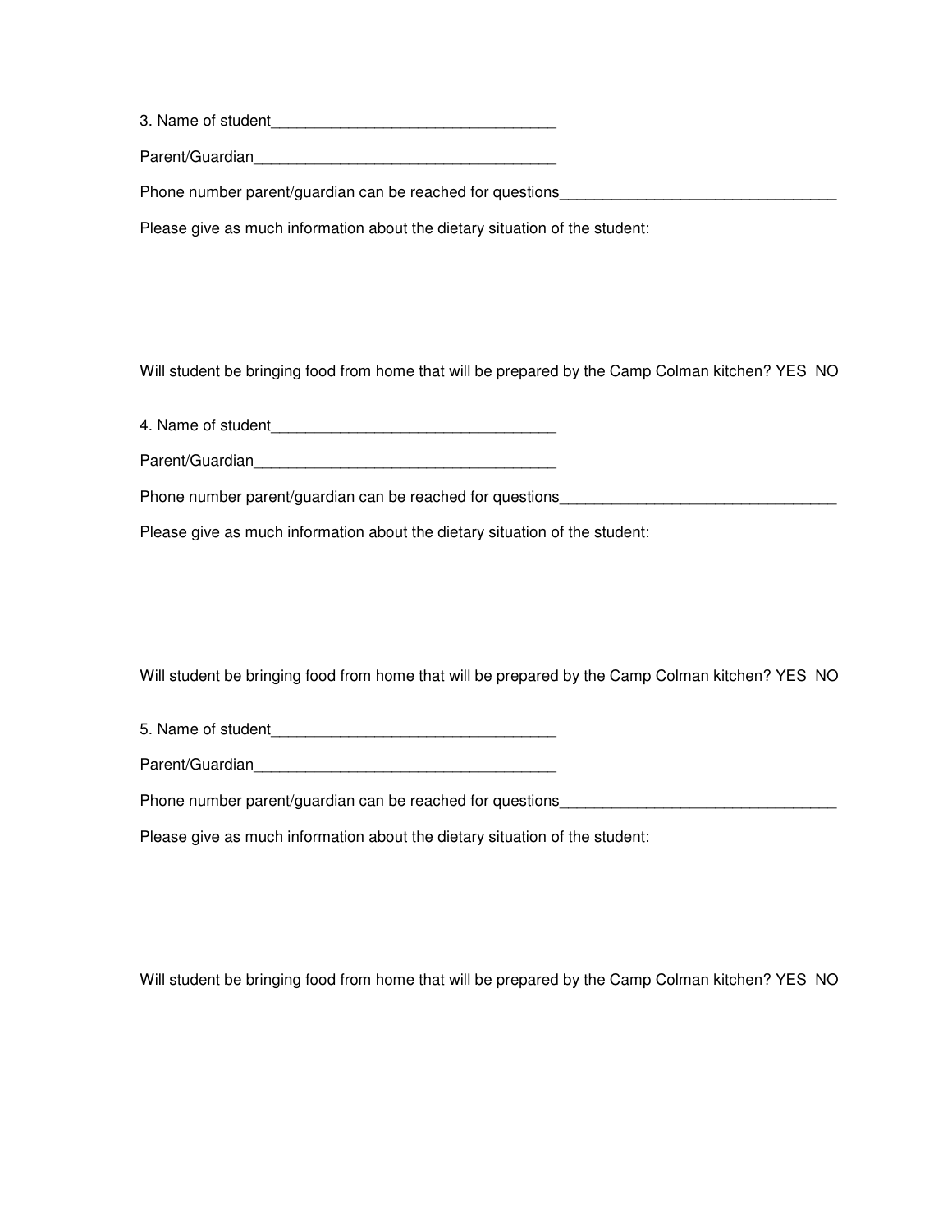3. Name of student_________________________________

Parent/Guardian___________________________________

Phone number parent/guardian can be reached for questions________________________________

Please give as much information about the dietary situation of the student:

Will student be bringing food from home that will be prepared by the Camp Colman kitchen? YES NO

4. Name of student_________________________________

Parent/Guardian___________________________________

Phone number parent/guardian can be reached for questions________________________________

Please give as much information about the dietary situation of the student:

Will student be bringing food from home that will be prepared by the Camp Colman kitchen? YES NO

5. Name of student_________________________________

Parent/Guardian___________________________________

Phone number parent/guardian can be reached for questions________________________________

Please give as much information about the dietary situation of the student:

Will student be bringing food from home that will be prepared by the Camp Colman kitchen? YES NO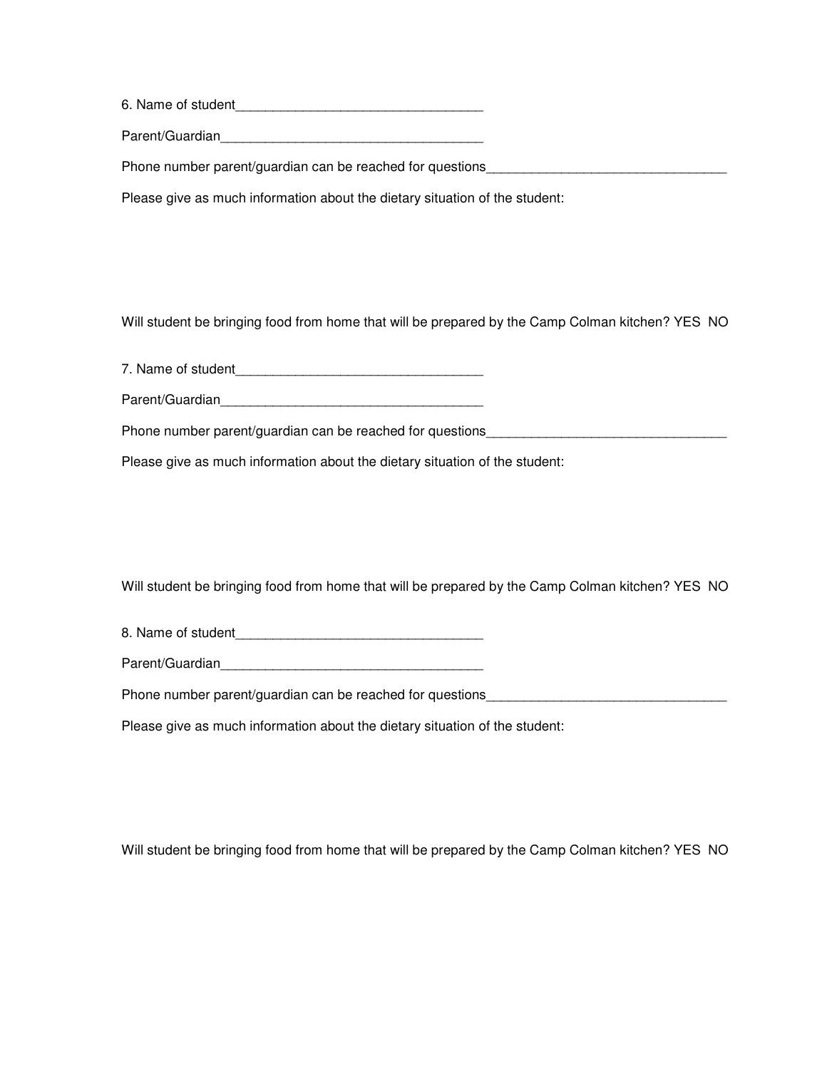6. Name of student________________________________

Parent/Guardian__________________________________

Phone number parent/guardian can be reached for questions_______________________________

Please give as much information about the dietary situation of the student:

Will student be bringing food from home that will be prepared by the Camp Colman kitchen? YES NO

7. Name of student________________________________

Parent/Guardian__________________________________

Phone number parent/guardian can be reached for questions_______________________________

Please give as much information about the dietary situation of the student:

Will student be bringing food from home that will be prepared by the Camp Colman kitchen? YES NO

8. Name of student________________________________

Parent/Guardian__________________________________

Phone number parent/guardian can be reached for questions_______________________________

Please give as much information about the dietary situation of the student:

Will student be bringing food from home that will be prepared by the Camp Colman kitchen? YES NO